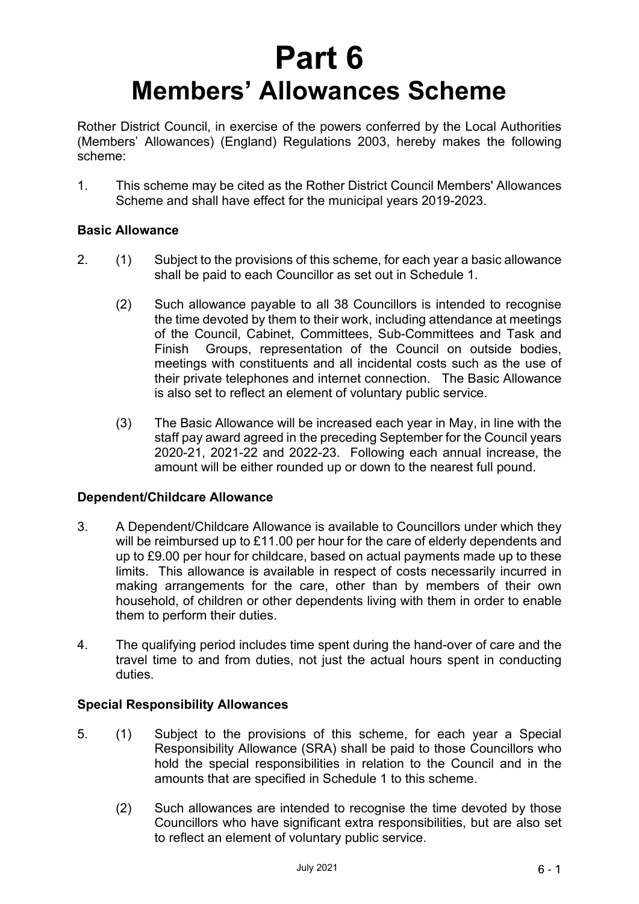# Part 6

# Members' Allowances Scheme

Rother District Council, in exercise of the powers conferred by the Local Authorities (Members' Allowances) (England) Regulations 2003, hereby makes the following scheme:

1. This scheme may be cited as the Rother District Council Members' Allowances Scheme and shall have effect for the municipal years 2019-2023.

### Basic Allowance

2. (1) Subject to the provisions of this scheme, for each year a basic allowance shall be paid to each Councillor as set out in Schedule 1.

   (2) Such allowance payable to all 38 Councillors is intended to recognise the time devoted by them to their work, including attendance at meetings of the Council, Cabinet, Committees, Sub-Committees and Task and Finish Groups, representation of the Council on outside bodies, meetings with constituents and all incidental costs such as the use of their private telephones and internet connection. The Basic Allowance is also set to reflect an element of voluntary public service.

   (3) The Basic Allowance will be increased each year in May, in line with the staff pay award agreed in the preceding September for the Council years 2020-21, 2021-22 and 2022-23. Following each annual increase, the amount will be either rounded up or down to the nearest full pound.

### Dependent/Childcare Allowance

3. A Dependent/Childcare Allowance is available to Councillors under which they will be reimbursed up to £11.00 per hour for the care of elderly dependents and up to £9.00 per hour for childcare, based on actual payments made up to these limits. This allowance is available in respect of costs necessarily incurred in making arrangements for the care, other than by members of their own household, of children or other dependents living with them in order to enable them to perform their duties.

4. The qualifying period includes time spent during the hand-over of care and the travel time to and from duties, not just the actual hours spent in conducting duties.

### Special Responsibility Allowances

5. (1) Subject to the provisions of this scheme, for each year a Special Responsibility Allowance (SRA) shall be paid to those Councillors who hold the special responsibilities in relation to the Council and in the amounts that are specified in Schedule 1 to this scheme.

   (2) Such allowances are intended to recognise the time devoted by those Councillors who have significant extra responsibilities, but are also set to reflect an element of voluntary public service.

July 2021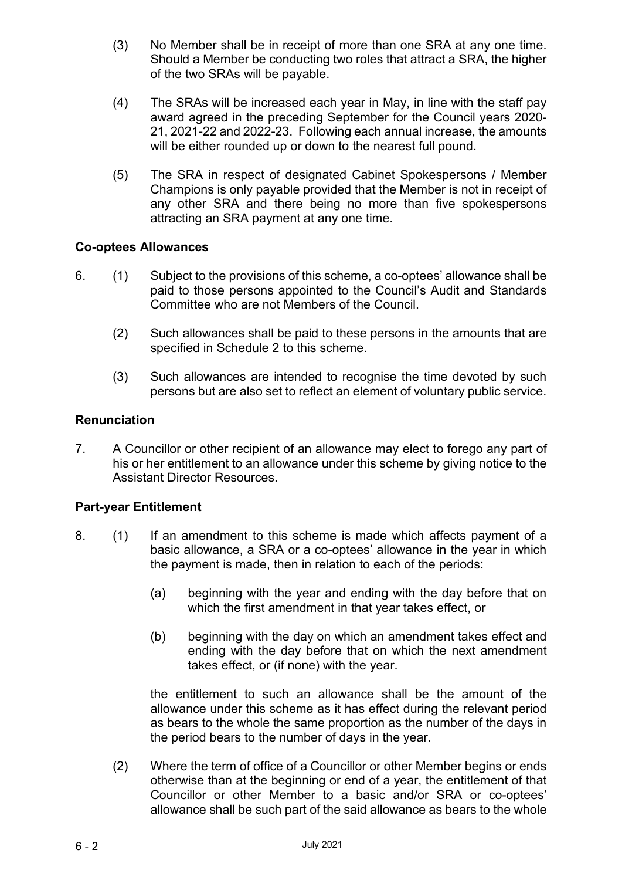(3) No Member shall be in receipt of more than one SRA at any one time. Should a Member be conducting two roles that attract a SRA, the higher of the two SRAs will be payable.

(4) The SRAs will be increased each year in May, in line with the staff pay award agreed in the preceding September for the Council years 2020-21, 2021-22 and 2022-23. Following each annual increase, the amounts will be either rounded up or down to the nearest full pound.

(5) The SRA in respect of designated Cabinet Spokespersons / Member Champions is only payable provided that the Member is not in receipt of any other SRA and there being no more than five spokespersons attracting an SRA payment at any one time.

**Co-optees Allowances**

6. (1) Subject to the provisions of this scheme, a co-optees' allowance shall be paid to those persons appointed to the Council's Audit and Standards Committee who are not Members of the Council.

   (2) Such allowances shall be paid to these persons in the amounts that are specified in Schedule 2 to this scheme.

   (3) Such allowances are intended to recognise the time devoted by such persons but are also set to reflect an element of voluntary public service.

**Renunciation**

7. A Councillor or other recipient of an allowance may elect to forego any part of his or her entitlement to an allowance under this scheme by giving notice to the Assistant Director Resources.

**Part-year Entitlement**

8. (1) If an amendment to this scheme is made which affects payment of a basic allowance, a SRA or a co-optees' allowance in the year in which the payment is made, then in relation to each of the periods:

   (a) beginning with the year and ending with the day before that on which the first amendment in that year takes effect, or

   (b) beginning with the day on which an amendment takes effect and ending with the day before that on which the next amendment takes effect, or (if none) with the year.

   the entitlement to such an allowance shall be the amount of the allowance under this scheme as it has effect during the relevant period as bears to the whole the same proportion as the number of the days in the period bears to the number of days in the year.

   (2) Where the term of office of a Councillor or other Member begins or ends otherwise than at the beginning or end of a year, the entitlement of that Councillor or other Member to a basic and/or SRA or co-optees' allowance shall be such part of the said allowance as bears to the whole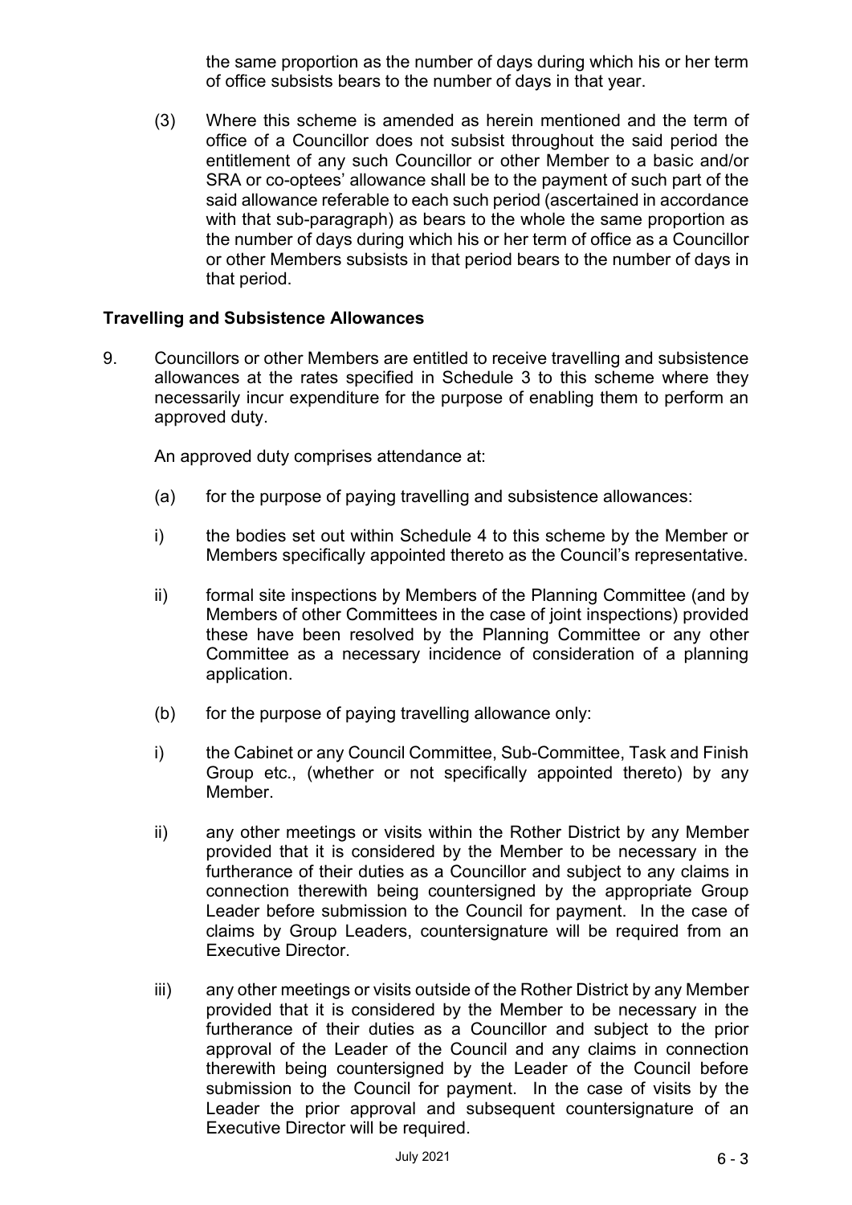the same proportion as the number of days during which his or her term of office subsists bears to the number of days in that year.

(3) Where this scheme is amended as herein mentioned and the term of office of a Councillor does not subsist throughout the said period the entitlement of any such Councillor or other Member to a basic and/or SRA or co-optees' allowance shall be to the payment of such part of the said allowance referable to each such period (ascertained in accordance with that sub-paragraph) as bears to the whole the same proportion as the number of days during which his or her term of office as a Councillor or other Members subsists in that period bears to the number of days in that period.

## Travelling and Subsistence Allowances

9. Councillors or other Members are entitled to receive travelling and subsistence allowances at the rates specified in Schedule 3 to this scheme where they necessarily incur expenditure for the purpose of enabling them to perform an approved duty.

An approved duty comprises attendance at:

(a) for the purpose of paying travelling and subsistence allowances:

i) the bodies set out within Schedule 4 to this scheme by the Member or Members specifically appointed thereto as the Council's representative.

ii) formal site inspections by Members of the Planning Committee (and by Members of other Committees in the case of joint inspections) provided these have been resolved by the Planning Committee or any other Committee as a necessary incidence of consideration of a planning application.

(b) for the purpose of paying travelling allowance only:

i) the Cabinet or any Council Committee, Sub-Committee, Task and Finish Group etc., (whether or not specifically appointed thereto) by any Member.

ii) any other meetings or visits within the Rother District by any Member provided that it is considered by the Member to be necessary in the furtherance of their duties as a Councillor and subject to any claims in connection therewith being countersigned by the appropriate Group Leader before submission to the Council for payment. In the case of claims by Group Leaders, countersignature will be required from an Executive Director.

iii) any other meetings or visits outside of the Rother District by any Member provided that it is considered by the Member to be necessary in the furtherance of their duties as a Councillor and subject to the prior approval of the Leader of the Council and any claims in connection therewith being countersigned by the Leader of the Council before submission to the Council for payment. In the case of visits by the Leader the prior approval and subsequent countersignature of an Executive Director will be required.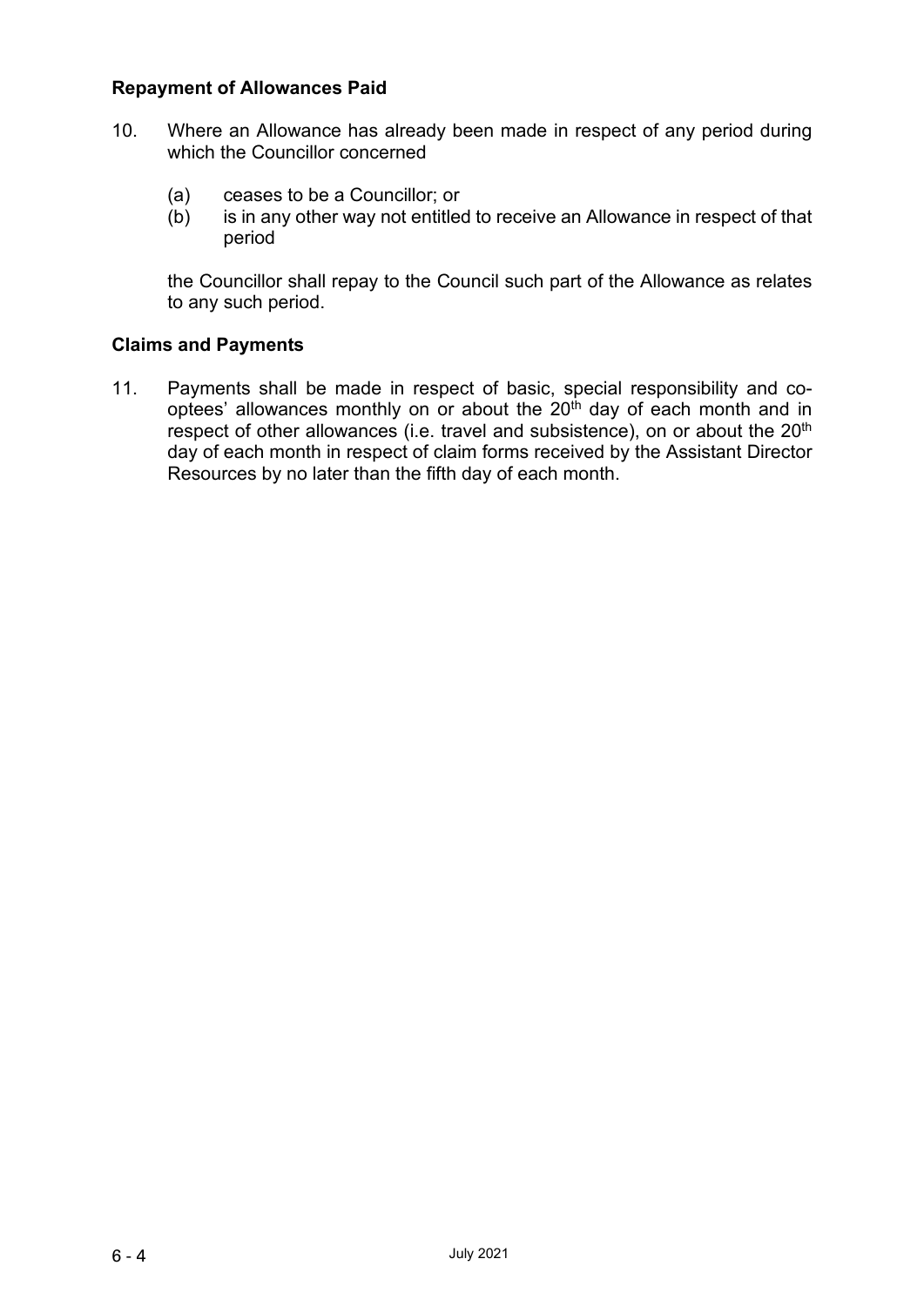**Repayment of Allowances Paid**

10. Where an Allowance has already been made in respect of any period during which the Councillor concerned

    (a) ceases to be a Councillor; or
    (b) is in any other way not entitled to receive an Allowance in respect of that period

    the Councillor shall repay to the Council such part of the Allowance as relates to any such period.

**Claims and Payments**

11. Payments shall be made in respect of basic, special responsibility and co-optees' allowances monthly on or about the 20th day of each month and in respect of other allowances (i.e. travel and subsistence), on or about the 20th day of each month in respect of claim forms received by the Assistant Director Resources by no later than the fifth day of each month.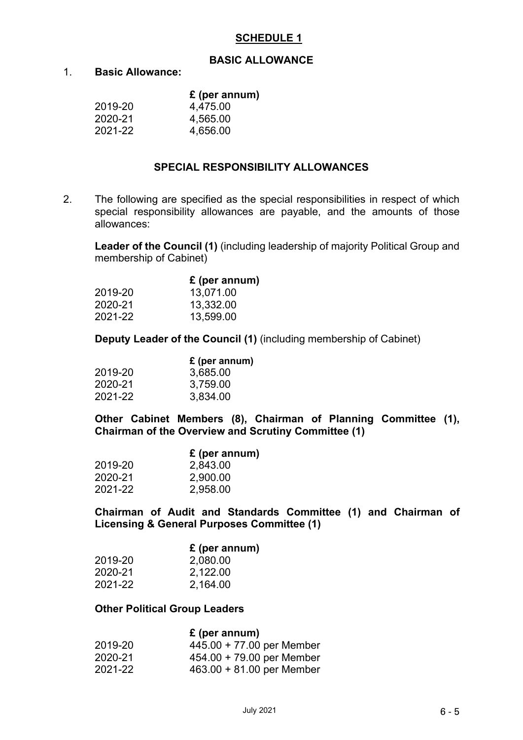## SCHEDULE 1

### BASIC ALLOWANCE

1. **Basic Allowance:**

| | £ (per annum) |
|---|---|
| 2019-20 | 4,475.00 |
| 2020-21 | 4,565.00 |
| 2021-22 | 4,656.00 |

### SPECIAL RESPONSIBILITY ALLOWANCES

2. The following are specified as the special responsibilities in respect of which special responsibility allowances are payable, and the amounts of those allowances:

**Leader of the Council (1)** (including leadership of majority Political Group and membership of Cabinet)

| | £ (per annum) |
|---|---|
| 2019-20 | 13,071.00 |
| 2020-21 | 13,332.00 |
| 2021-22 | 13,599.00 |

**Deputy Leader of the Council (1)** (including membership of Cabinet)

| | £ (per annum) |
|---|---|
| 2019-20 | 3,685.00 |
| 2020-21 | 3,759.00 |
| 2021-22 | 3,834.00 |

**Other Cabinet Members (8), Chairman of Planning Committee (1), Chairman of the Overview and Scrutiny Committee (1)**

| | £ (per annum) |
|---|---|
| 2019-20 | 2,843.00 |
| 2020-21 | 2,900.00 |
| 2021-22 | 2,958.00 |

**Chairman of Audit and Standards Committee (1) and Chairman of Licensing & General Purposes Committee (1)**

| | £ (per annum) |
|---|---|
| 2019-20 | 2,080.00 |
| 2020-21 | 2,122.00 |
| 2021-22 | 2,164.00 |

**Other Political Group Leaders**

| | £ (per annum) |
|---|---|
| 2019-20 | 445.00 + 77.00 per Member |
| 2020-21 | 454.00 + 79.00 per Member |
| 2021-22 | 463.00 + 81.00 per Member |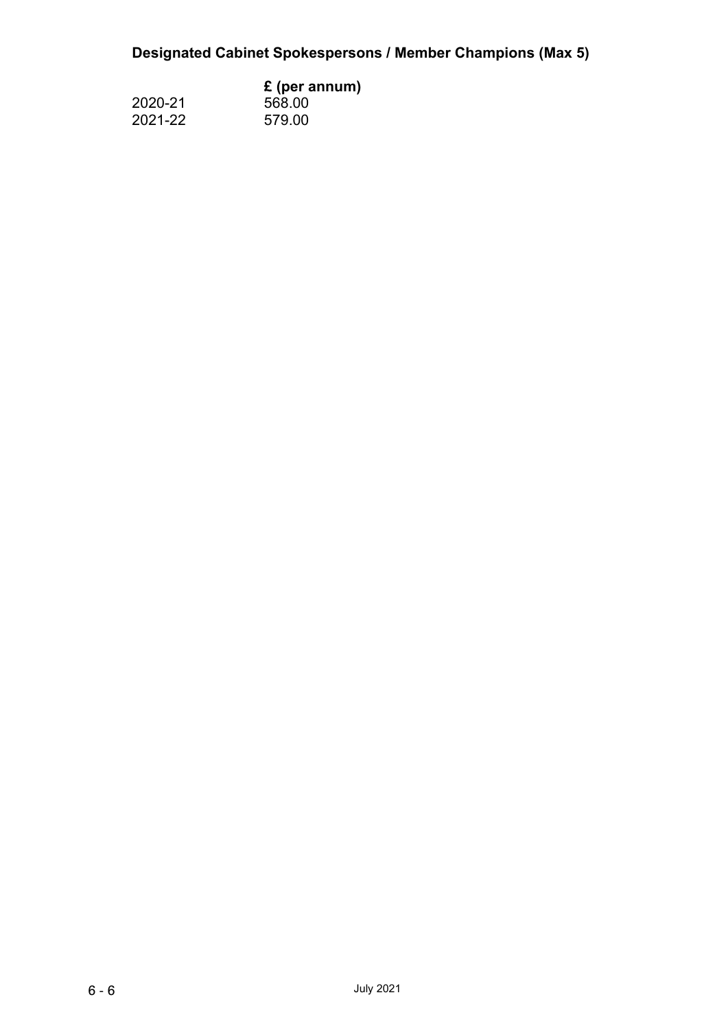## Designated Cabinet Spokespersons / Member Champions (Max 5)

| | £ (per annum) |
|---|---|
| 2020-21 | 568.00 |
| 2021-22 | 579.00 |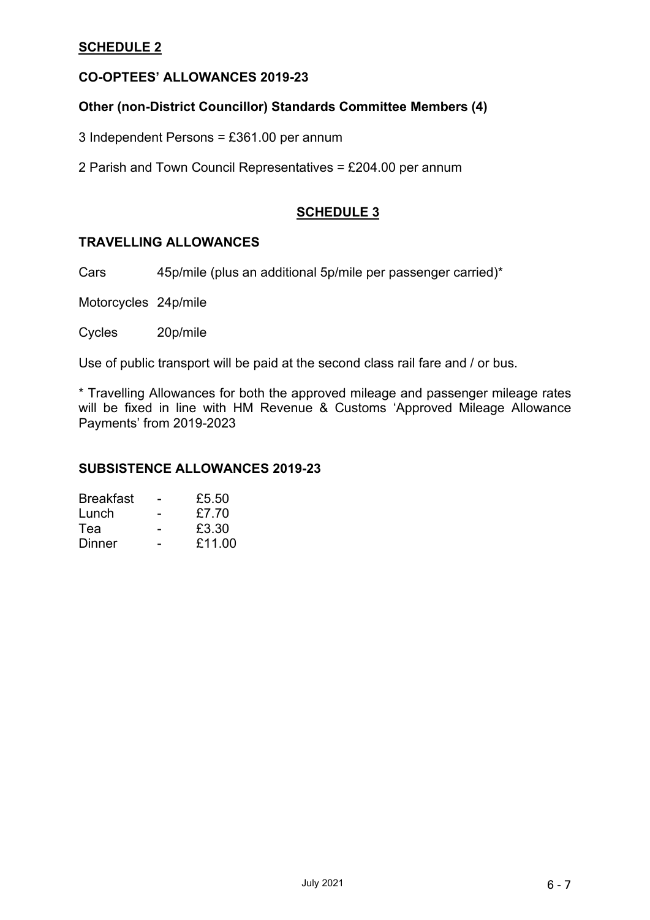## SCHEDULE 2

### CO-OPTEES' ALLOWANCES 2019-23

#### Other (non-District Councillor) Standards Committee Members (4)

3 Independent Persons = £361.00 per annum

2 Parish and Town Council Representatives = £204.00 per annum

## SCHEDULE 3

### TRAVELLING ALLOWANCES

| | |
|---|---|
| Cars | 45p/mile (plus an additional 5p/mile per passenger carried)* |
| Motorcycles | 24p/mile |
| Cycles | 20p/mile |

Use of public transport will be paid at the second class rail fare and / or bus.

* Travelling Allowances for both the approved mileage and passenger mileage rates will be fixed in line with HM Revenue & Customs 'Approved Mileage Allowance Payments' from 2019-2023

### SUBSISTENCE ALLOWANCES 2019-23

| | | |
|---|---|---|
| Breakfast | - | £5.50 |
| Lunch | - | £7.70 |
| Tea | - | £3.30 |
| Dinner | - | £11.00 |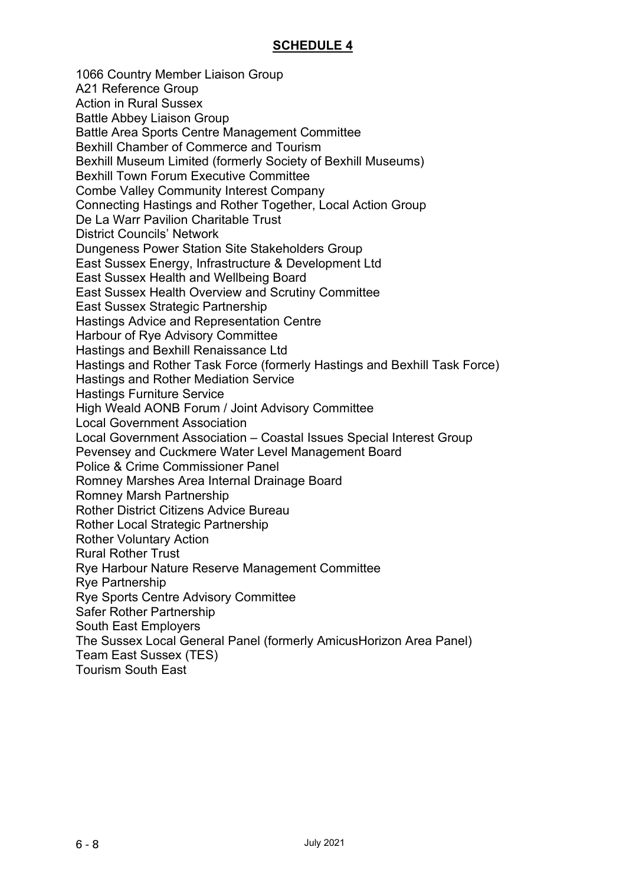# SCHEDULE 4

1066 Country Member Liaison Group
A21 Reference Group
Action in Rural Sussex
Battle Abbey Liaison Group
Battle Area Sports Centre Management Committee
Bexhill Chamber of Commerce and Tourism
Bexhill Museum Limited (formerly Society of Bexhill Museums)
Bexhill Town Forum Executive Committee
Combe Valley Community Interest Company
Connecting Hastings and Rother Together, Local Action Group
De La Warr Pavilion Charitable Trust
District Councils' Network
Dungeness Power Station Site Stakeholders Group
East Sussex Energy, Infrastructure & Development Ltd
East Sussex Health and Wellbeing Board
East Sussex Health Overview and Scrutiny Committee
East Sussex Strategic Partnership
Hastings Advice and Representation Centre
Harbour of Rye Advisory Committee
Hastings and Bexhill Renaissance Ltd
Hastings and Rother Task Force (formerly Hastings and Bexhill Task Force)
Hastings and Rother Mediation Service
Hastings Furniture Service
High Weald AONB Forum / Joint Advisory Committee
Local Government Association
Local Government Association – Coastal Issues Special Interest Group
Pevensey and Cuckmere Water Level Management Board
Police & Crime Commissioner Panel
Romney Marshes Area Internal Drainage Board
Romney Marsh Partnership
Rother District Citizens Advice Bureau
Rother Local Strategic Partnership
Rother Voluntary Action
Rural Rother Trust
Rye Harbour Nature Reserve Management Committee
Rye Partnership
Rye Sports Centre Advisory Committee
Safer Rother Partnership
South East Employers
The Sussex Local General Panel (formerly AmicusHorizon Area Panel)
Team East Sussex (TES)
Tourism South East